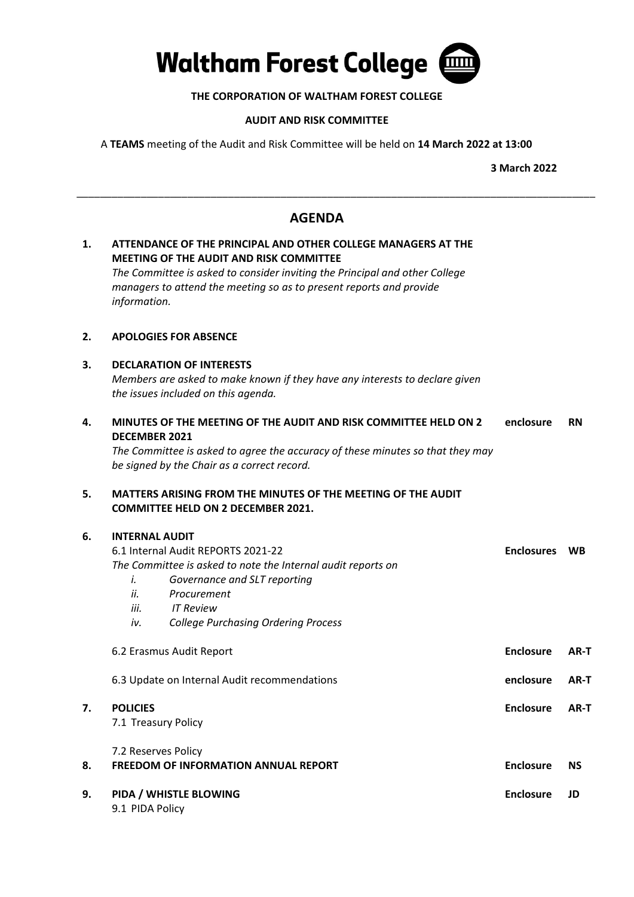# Waltham Forest College

**THE CORPORATION OF WALTHAM FOREST COLLEGE**

**AUDIT AND RISK COMMITTEE**

A **TEAMS** meeting of the Audit and Risk Committee will be held on **14 March 2022 at 13:00**

**3 March 2022**

---

## AGENDA

**1. ATTENDANCE OF THE PRINCIPAL AND OTHER COLLEGE MANAGERS AT THE MEETING OF THE AUDIT AND RISK COMMITTEE**

*The Committee is asked to consider inviting the Principal and other College managers to attend the meeting so as to present reports and provide information.*

**2. APOLOGIES FOR ABSENCE**

**3. DECLARATION OF INTERESTS**

*Members are asked to make known if they have any interests to declare given the issues included on this agenda.*

**4. MINUTES OF THE MEETING OF THE AUDIT AND RISK COMMITTEE HELD ON 2 DECEMBER 2021** — enclosure — **RN**

*The Committee is asked to agree the accuracy of these minutes so that they may be signed by the Chair as a correct record.*

**5. MATTERS ARISING FROM THE MINUTES OF THE MEETING OF THE AUDIT COMMITTEE HELD ON 2 DECEMBER 2021.**

**6. INTERNAL AUDIT**

6.1 Internal Audit REPORTS 2021-22 — **Enclosures** — **WB**

*The Committee is asked to note the Internal audit reports on*

*i. Governance and SLT reporting*
*ii. Procurement*
*iii. IT Review*
*iv. College Purchasing Ordering Process*

6.2 Erasmus Audit Report — **Enclosure** — **AR-T**

6.3 Update on Internal Audit recommendations — **enclosure** — **AR-T**

**7. POLICIES** — **Enclosure** — **AR-T**

7.1 Treasury Policy

7.2 Reserves Policy

**8. FREEDOM OF INFORMATION ANNUAL REPORT** — **Enclosure** — **NS**

**9. PIDA / WHISTLE BLOWING** — **Enclosure** — **JD**

9.1 PIDA Policy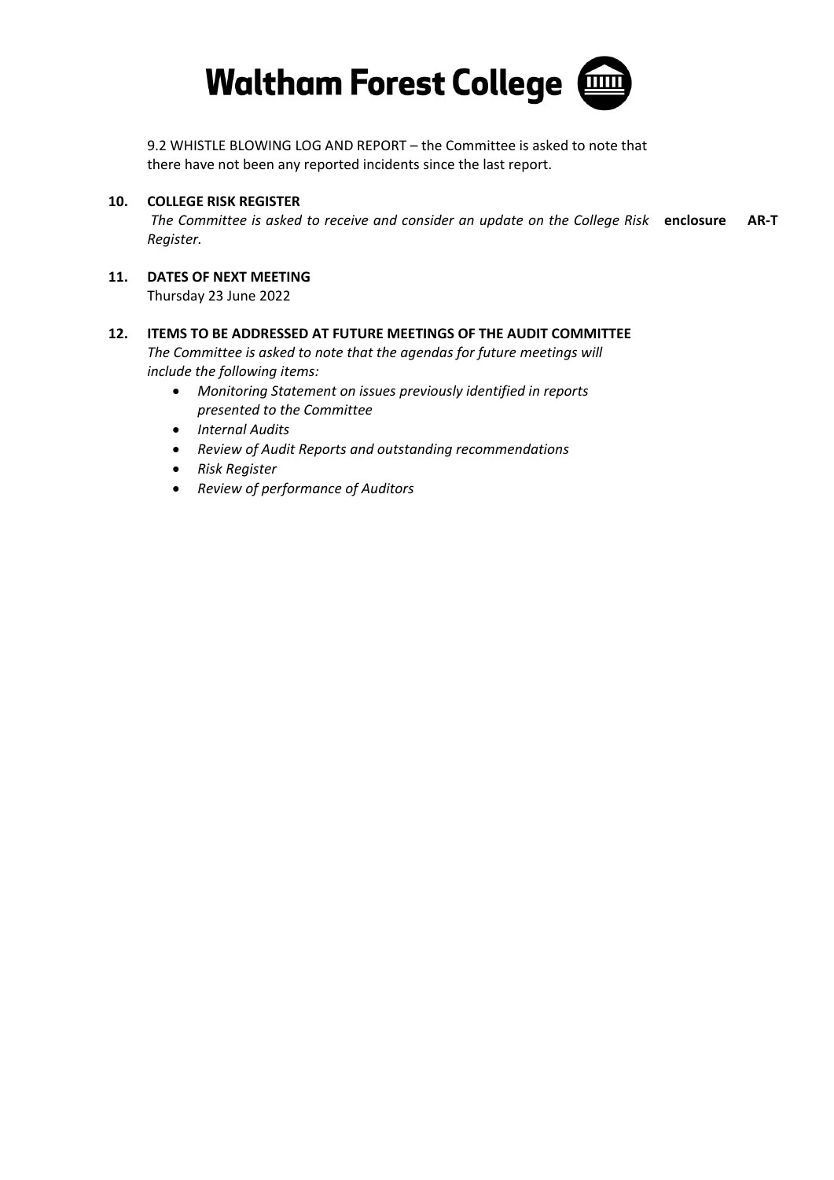9.2 WHISTLE BLOWING LOG AND REPORT – the Committee is asked to note that there have not been any reported incidents since the last report.

**10. COLLEGE RISK REGISTER**

*The Committee is asked to receive and consider an update on the College Risk Register.* **enclosure AR-T**

**11. DATES OF NEXT MEETING**

Thursday 23 June 2022

**12. ITEMS TO BE ADDRESSED AT FUTURE MEETINGS OF THE AUDIT COMMITTEE**

*The Committee is asked to note that the agendas for future meetings will include the following items:*

- *Monitoring Statement on issues previously identified in reports presented to the Committee*
- *Internal Audits*
- *Review of Audit Reports and outstanding recommendations*
- *Risk Register*
- *Review of performance of Auditors*